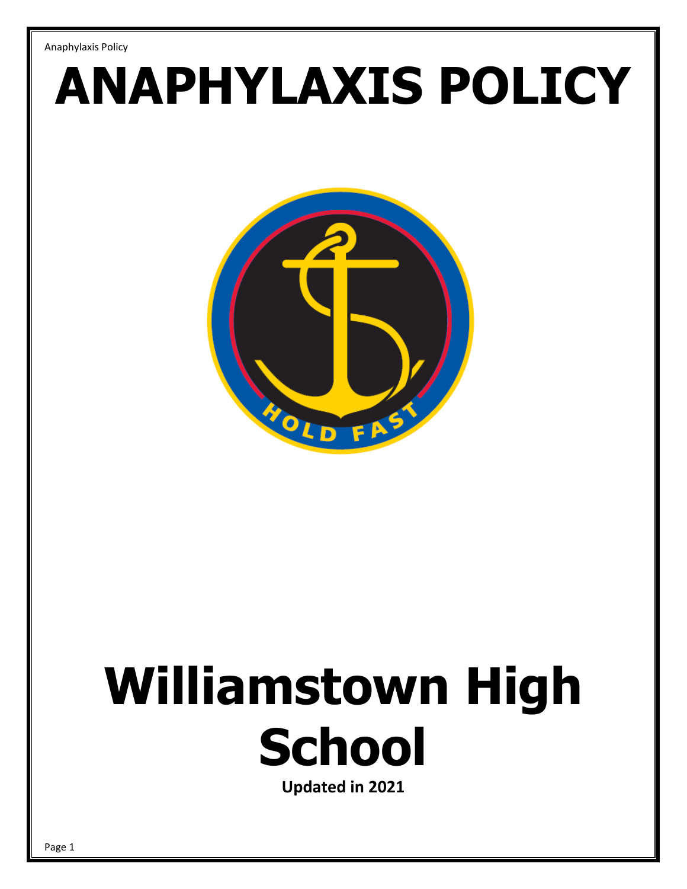# ANAPHYLAXIS POLICY

# Williamstown High School

**Updated in 2021**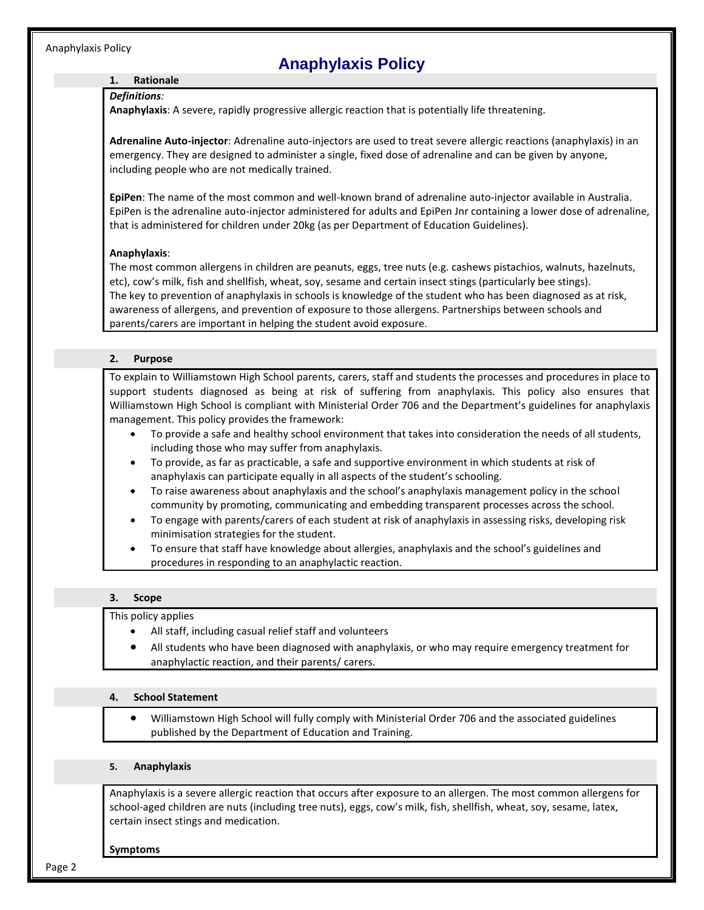# Anaphylaxis Policy

## 1. Rationale

*Definitions:*

**Anaphylaxis**: A severe, rapidly progressive allergic reaction that is potentially life threatening.

**Adrenaline Auto-injector**: Adrenaline auto-injectors are used to treat severe allergic reactions (anaphylaxis) in an emergency. They are designed to administer a single, fixed dose of adrenaline and can be given by anyone, including people who are not medically trained.

**EpiPen**: The name of the most common and well-known brand of adrenaline auto-injector available in Australia. EpiPen is the adrenaline auto-injector administered for adults and EpiPen Jnr containing a lower dose of adrenaline, that is administered for children under 20kg (as per Department of Education Guidelines).

**Anaphylaxis**:
The most common allergens in children are peanuts, eggs, tree nuts (e.g. cashews pistachios, walnuts, hazelnuts, etc), cow's milk, fish and shellfish, wheat, soy, sesame and certain insect stings (particularly bee stings).
The key to prevention of anaphylaxis in schools is knowledge of the student who has been diagnosed as at risk, awareness of allergens, and prevention of exposure to those allergens. Partnerships between schools and parents/carers are important in helping the student avoid exposure.

## 2. Purpose

To explain to Williamstown High School parents, carers, staff and students the processes and procedures in place to support students diagnosed as being at risk of suffering from anaphylaxis. This policy also ensures that Williamstown High School is compliant with Ministerial Order 706 and the Department's guidelines for anaphylaxis management. This policy provides the framework:

- To provide a safe and healthy school environment that takes into consideration the needs of all students, including those who may suffer from anaphylaxis.
- To provide, as far as practicable, a safe and supportive environment in which students at risk of anaphylaxis can participate equally in all aspects of the student's schooling.
- To raise awareness about anaphylaxis and the school's anaphylaxis management policy in the school community by promoting, communicating and embedding transparent processes across the school.
- To engage with parents/carers of each student at risk of anaphylaxis in assessing risks, developing risk minimisation strategies for the student.
- To ensure that staff have knowledge about allergies, anaphylaxis and the school's guidelines and procedures in responding to an anaphylactic reaction.

## 3. Scope

This policy applies

- All staff, including casual relief staff and volunteers
- All students who have been diagnosed with anaphylaxis, or who may require emergency treatment for anaphylactic reaction, and their parents/ carers.

## 4. School Statement

- Williamstown High School will fully comply with Ministerial Order 706 and the associated guidelines published by the Department of Education and Training.

## 5. Anaphylaxis

Anaphylaxis is a severe allergic reaction that occurs after exposure to an allergen. The most common allergens for school-aged children are nuts (including tree nuts), eggs, cow's milk, fish, shellfish, wheat, soy, sesame, latex, certain insect stings and medication.

**Symptoms**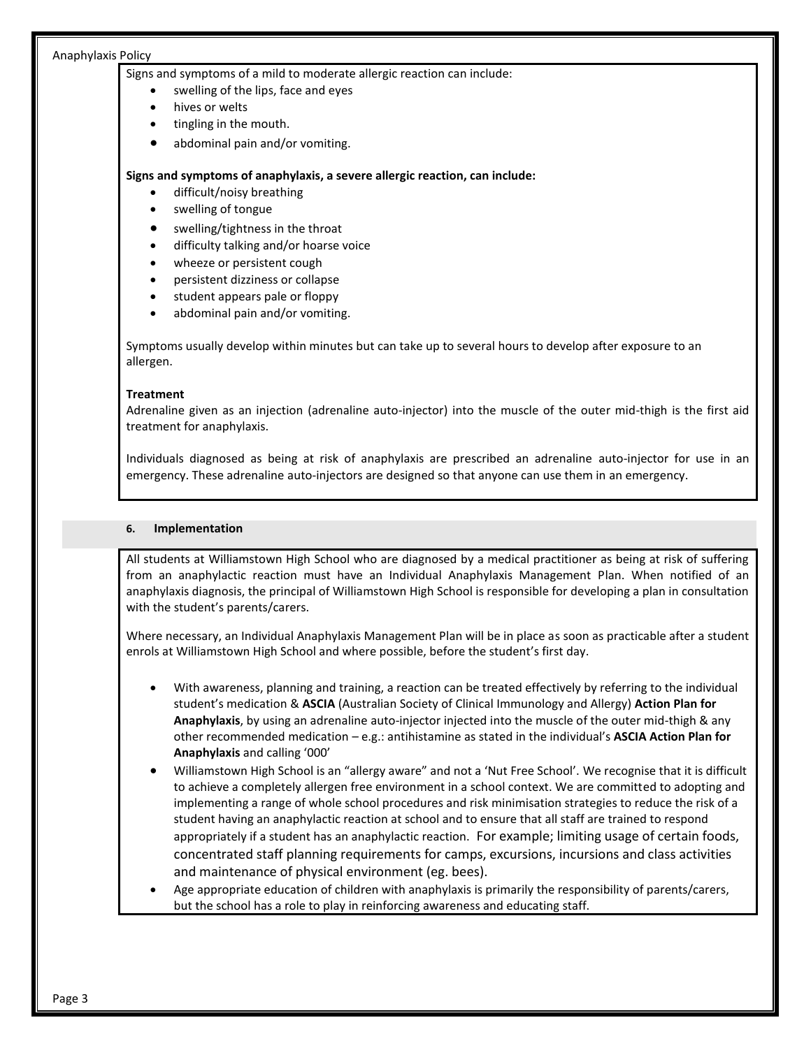Signs and symptoms of a mild to moderate allergic reaction can include:

- swelling of the lips, face and eyes
- hives or welts
- tingling in the mouth.
- abdominal pain and/or vomiting.

**Signs and symptoms of anaphylaxis, a severe allergic reaction, can include:**

- difficult/noisy breathing
- swelling of tongue
- swelling/tightness in the throat
- difficulty talking and/or hoarse voice
- wheeze or persistent cough
- persistent dizziness or collapse
- student appears pale or floppy
- abdominal pain and/or vomiting.

Symptoms usually develop within minutes but can take up to several hours to develop after exposure to an allergen.

**Treatment**

Adrenaline given as an injection (adrenaline auto-injector) into the muscle of the outer mid-thigh is the first aid treatment for anaphylaxis.

Individuals diagnosed as being at risk of anaphylaxis are prescribed an adrenaline auto-injector for use in an emergency. These adrenaline auto-injectors are designed so that anyone can use them in an emergency.

## 6. Implementation

All students at Williamstown High School who are diagnosed by a medical practitioner as being at risk of suffering from an anaphylactic reaction must have an Individual Anaphylaxis Management Plan. When notified of an anaphylaxis diagnosis, the principal of Williamstown High School is responsible for developing a plan in consultation with the student's parents/carers.

Where necessary, an Individual Anaphylaxis Management Plan will be in place as soon as practicable after a student enrols at Williamstown High School and where possible, before the student's first day.

- With awareness, planning and training, a reaction can be treated effectively by referring to the individual student's medication & **ASCIA** (Australian Society of Clinical Immunology and Allergy) **Action Plan for Anaphylaxis**, by using an adrenaline auto-injector injected into the muscle of the outer mid-thigh & any other recommended medication – e.g.: antihistamine as stated in the individual's **ASCIA Action Plan for Anaphylaxis** and calling '000'
- Williamstown High School is an "allergy aware" and not a 'Nut Free School'. We recognise that it is difficult to achieve a completely allergen free environment in a school context. We are committed to adopting and implementing a range of whole school procedures and risk minimisation strategies to reduce the risk of a student having an anaphylactic reaction at school and to ensure that all staff are trained to respond appropriately if a student has an anaphylactic reaction. For example; limiting usage of certain foods, concentrated staff planning requirements for camps, excursions, incursions and class activities and maintenance of physical environment (eg. bees).
- Age appropriate education of children with anaphylaxis is primarily the responsibility of parents/carers, but the school has a role to play in reinforcing awareness and educating staff.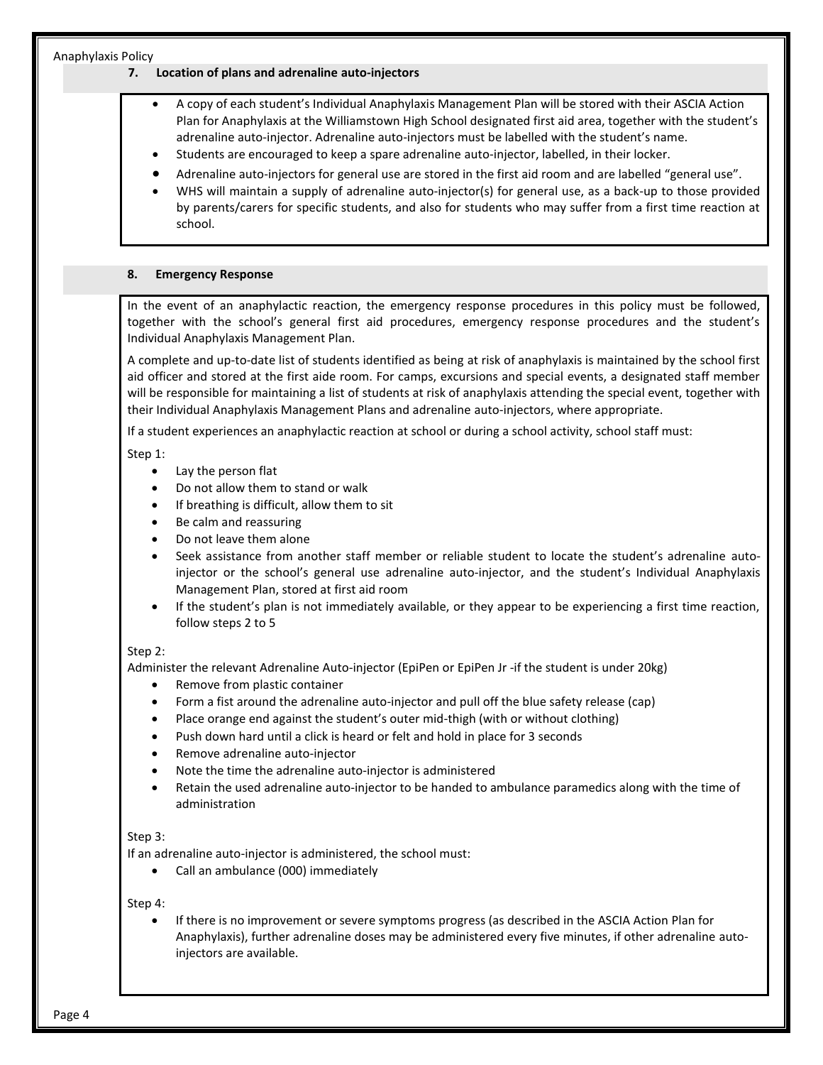## 7. Location of plans and adrenaline auto-injectors

- A copy of each student's Individual Anaphylaxis Management Plan will be stored with their ASCIA Action Plan for Anaphylaxis at the Williamstown High School designated first aid area, together with the student's adrenaline auto-injector. Adrenaline auto-injectors must be labelled with the student's name.
- Students are encouraged to keep a spare adrenaline auto-injector, labelled, in their locker.
- Adrenaline auto-injectors for general use are stored in the first aid room and are labelled "general use".
- WHS will maintain a supply of adrenaline auto-injector(s) for general use, as a back-up to those provided by parents/carers for specific students, and also for students who may suffer from a first time reaction at school.

## 8. Emergency Response

In the event of an anaphylactic reaction, the emergency response procedures in this policy must be followed, together with the school's general first aid procedures, emergency response procedures and the student's Individual Anaphylaxis Management Plan.

A complete and up-to-date list of students identified as being at risk of anaphylaxis is maintained by the school first aid officer and stored at the first aide room. For camps, excursions and special events, a designated staff member will be responsible for maintaining a list of students at risk of anaphylaxis attending the special event, together with their Individual Anaphylaxis Management Plans and adrenaline auto-injectors, where appropriate.

If a student experiences an anaphylactic reaction at school or during a school activity, school staff must:

Step 1:

- Lay the person flat
- Do not allow them to stand or walk
- If breathing is difficult, allow them to sit
- Be calm and reassuring
- Do not leave them alone
- Seek assistance from another staff member or reliable student to locate the student's adrenaline auto-injector or the school's general use adrenaline auto-injector, and the student's Individual Anaphylaxis Management Plan, stored at first aid room
- If the student's plan is not immediately available, or they appear to be experiencing a first time reaction, follow steps 2 to 5

Step 2:

Administer the relevant Adrenaline Auto-injector (EpiPen or EpiPen Jr -if the student is under 20kg)

- Remove from plastic container
- Form a fist around the adrenaline auto-injector and pull off the blue safety release (cap)
- Place orange end against the student's outer mid-thigh (with or without clothing)
- Push down hard until a click is heard or felt and hold in place for 3 seconds
- Remove adrenaline auto-injector
- Note the time the adrenaline auto-injector is administered
- Retain the used adrenaline auto-injector to be handed to ambulance paramedics along with the time of administration

Step 3:

If an adrenaline auto-injector is administered, the school must:

- Call an ambulance (000) immediately

Step 4:

- If there is no improvement or severe symptoms progress (as described in the ASCIA Action Plan for Anaphylaxis), further adrenaline doses may be administered every five minutes, if other adrenaline auto-injectors are available.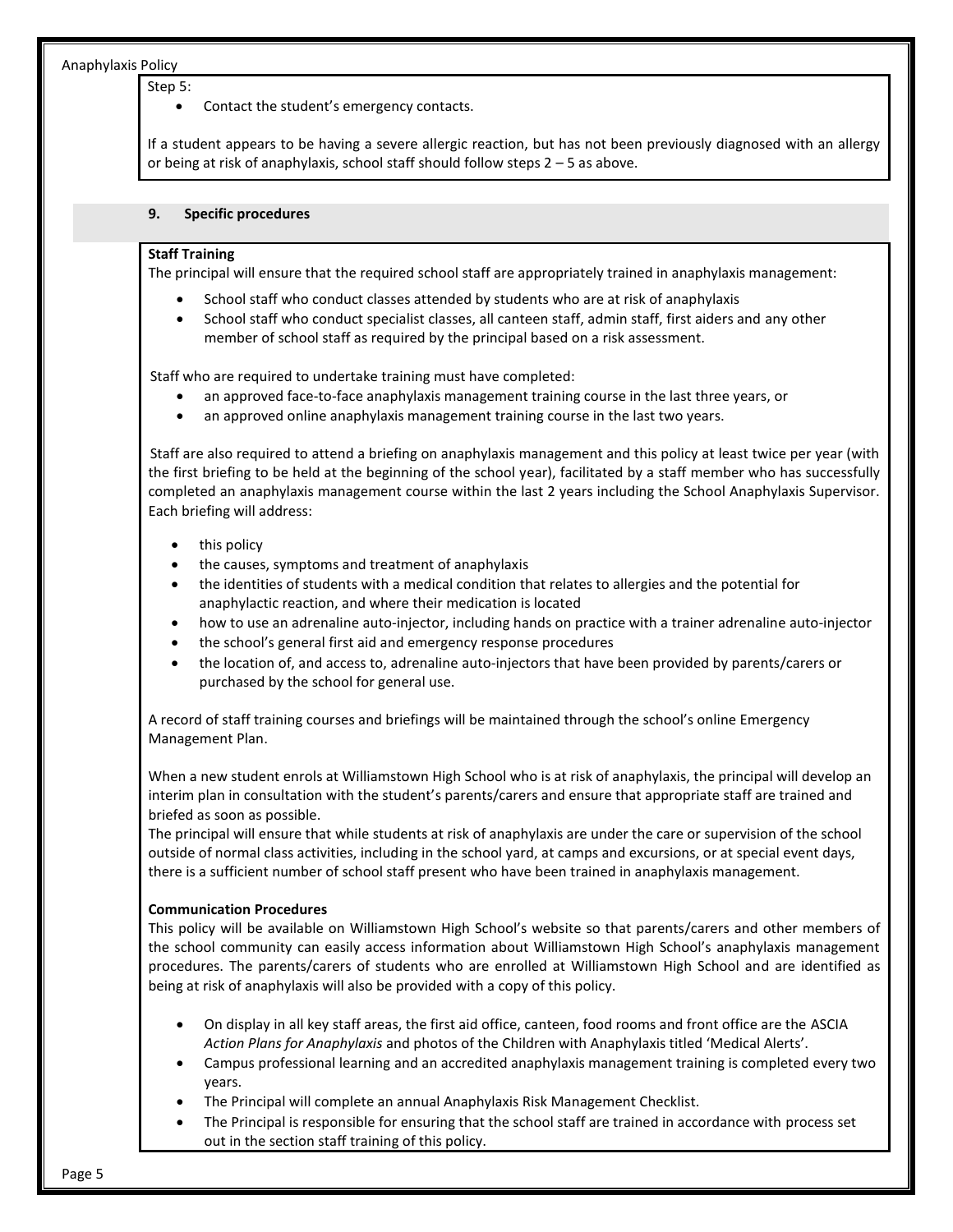Step 5:

- Contact the student's emergency contacts.

If a student appears to be having a severe allergic reaction, but has not been previously diagnosed with an allergy or being at risk of anaphylaxis, school staff should follow steps 2 – 5 as above.

## 9. Specific procedures

**Staff Training**

The principal will ensure that the required school staff are appropriately trained in anaphylaxis management:

- School staff who conduct classes attended by students who are at risk of anaphylaxis
- School staff who conduct specialist classes, all canteen staff, admin staff, first aiders and any other member of school staff as required by the principal based on a risk assessment.

Staff who are required to undertake training must have completed:

- an approved face-to-face anaphylaxis management training course in the last three years, or
- an approved online anaphylaxis management training course in the last two years.

Staff are also required to attend a briefing on anaphylaxis management and this policy at least twice per year (with the first briefing to be held at the beginning of the school year), facilitated by a staff member who has successfully completed an anaphylaxis management course within the last 2 years including the School Anaphylaxis Supervisor. Each briefing will address:

- this policy
- the causes, symptoms and treatment of anaphylaxis
- the identities of students with a medical condition that relates to allergies and the potential for anaphylactic reaction, and where their medication is located
- how to use an adrenaline auto-injector, including hands on practice with a trainer adrenaline auto-injector
- the school's general first aid and emergency response procedures
- the location of, and access to, adrenaline auto-injectors that have been provided by parents/carers or purchased by the school for general use.

A record of staff training courses and briefings will be maintained through the school's online Emergency Management Plan.

When a new student enrols at Williamstown High School who is at risk of anaphylaxis, the principal will develop an interim plan in consultation with the student's parents/carers and ensure that appropriate staff are trained and briefed as soon as possible.

The principal will ensure that while students at risk of anaphylaxis are under the care or supervision of the school outside of normal class activities, including in the school yard, at camps and excursions, or at special event days, there is a sufficient number of school staff present who have been trained in anaphylaxis management.

**Communication Procedures**

This policy will be available on Williamstown High School's website so that parents/carers and other members of the school community can easily access information about Williamstown High School's anaphylaxis management procedures. The parents/carers of students who are enrolled at Williamstown High School and are identified as being at risk of anaphylaxis will also be provided with a copy of this policy.

- On display in all key staff areas, the first aid office, canteen, food rooms and front office are the ASCIA *Action Plans for Anaphylaxis* and photos of the Children with Anaphylaxis titled 'Medical Alerts'.
- Campus professional learning and an accredited anaphylaxis management training is completed every two years.
- The Principal will complete an annual Anaphylaxis Risk Management Checklist.
- The Principal is responsible for ensuring that the school staff are trained in accordance with process set out in the section staff training of this policy.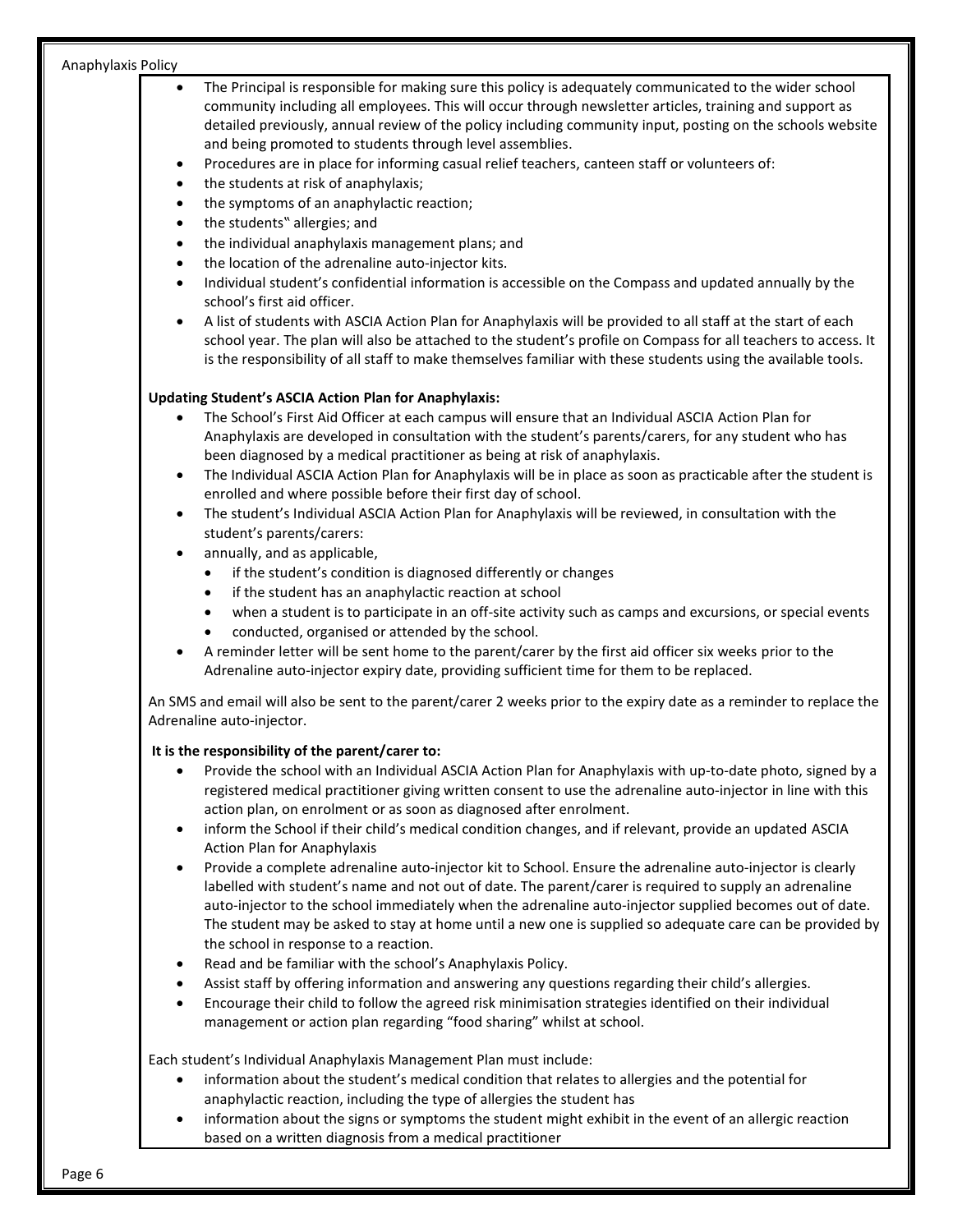- The Principal is responsible for making sure this policy is adequately communicated to the wider school community including all employees. This will occur through newsletter articles, training and support as detailed previously, annual review of the policy including community input, posting on the schools website and being promoted to students through level assemblies.
- Procedures are in place for informing casual relief teachers, canteen staff or volunteers of:
- the students at risk of anaphylaxis;
- the symptoms of an anaphylactic reaction;
- the students" allergies; and
- the individual anaphylaxis management plans; and
- the location of the adrenaline auto-injector kits.
- Individual student's confidential information is accessible on the Compass and updated annually by the school's first aid officer.
- A list of students with ASCIA Action Plan for Anaphylaxis will be provided to all staff at the start of each school year. The plan will also be attached to the student's profile on Compass for all teachers to access. It is the responsibility of all staff to make themselves familiar with these students using the available tools.

**Updating Student's ASCIA Action Plan for Anaphylaxis:**

- The School's First Aid Officer at each campus will ensure that an Individual ASCIA Action Plan for Anaphylaxis are developed in consultation with the student's parents/carers, for any student who has been diagnosed by a medical practitioner as being at risk of anaphylaxis.
- The Individual ASCIA Action Plan for Anaphylaxis will be in place as soon as practicable after the student is enrolled and where possible before their first day of school.
- The student's Individual ASCIA Action Plan for Anaphylaxis will be reviewed, in consultation with the student's parents/carers:
- annually, and as applicable,
  - if the student's condition is diagnosed differently or changes
  - if the student has an anaphylactic reaction at school
  - when a student is to participate in an off-site activity such as camps and excursions, or special events
  - conducted, organised or attended by the school.
- A reminder letter will be sent home to the parent/carer by the first aid officer six weeks prior to the Adrenaline auto-injector expiry date, providing sufficient time for them to be replaced.

An SMS and email will also be sent to the parent/carer 2 weeks prior to the expiry date as a reminder to replace the Adrenaline auto-injector.

**It is the responsibility of the parent/carer to:**

- Provide the school with an Individual ASCIA Action Plan for Anaphylaxis with up-to-date photo, signed by a registered medical practitioner giving written consent to use the adrenaline auto-injector in line with this action plan, on enrolment or as soon as diagnosed after enrolment.
- inform the School if their child's medical condition changes, and if relevant, provide an updated ASCIA Action Plan for Anaphylaxis
- Provide a complete adrenaline auto-injector kit to School. Ensure the adrenaline auto-injector is clearly labelled with student's name and not out of date. The parent/carer is required to supply an adrenaline auto-injector to the school immediately when the adrenaline auto-injector supplied becomes out of date. The student may be asked to stay at home until a new one is supplied so adequate care can be provided by the school in response to a reaction.
- Read and be familiar with the school's Anaphylaxis Policy.
- Assist staff by offering information and answering any questions regarding their child's allergies.
- Encourage their child to follow the agreed risk minimisation strategies identified on their individual management or action plan regarding "food sharing" whilst at school.

Each student's Individual Anaphylaxis Management Plan must include:

- information about the student's medical condition that relates to allergies and the potential for anaphylactic reaction, including the type of allergies the student has
- information about the signs or symptoms the student might exhibit in the event of an allergic reaction based on a written diagnosis from a medical practitioner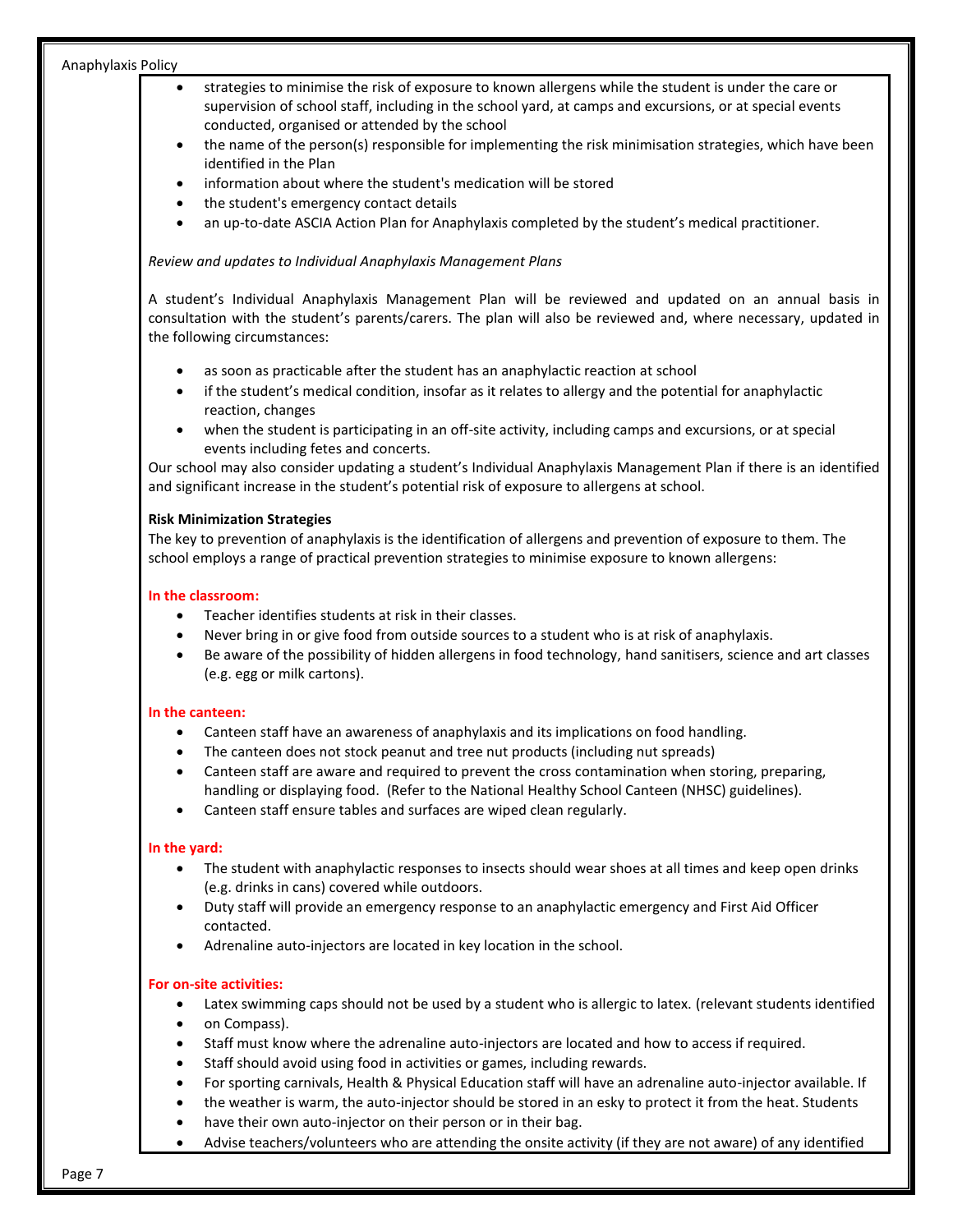- strategies to minimise the risk of exposure to known allergens while the student is under the care or supervision of school staff, including in the school yard, at camps and excursions, or at special events conducted, organised or attended by the school
- the name of the person(s) responsible for implementing the risk minimisation strategies, which have been identified in the Plan
- information about where the student's medication will be stored
- the student's emergency contact details
- an up-to-date ASCIA Action Plan for Anaphylaxis completed by the student's medical practitioner.

*Review and updates to Individual Anaphylaxis Management Plans*

A student's Individual Anaphylaxis Management Plan will be reviewed and updated on an annual basis in consultation with the student's parents/carers. The plan will also be reviewed and, where necessary, updated in the following circumstances:

- as soon as practicable after the student has an anaphylactic reaction at school
- if the student's medical condition, insofar as it relates to allergy and the potential for anaphylactic reaction, changes
- when the student is participating in an off-site activity, including camps and excursions, or at special events including fetes and concerts.

Our school may also consider updating a student's Individual Anaphylaxis Management Plan if there is an identified and significant increase in the student's potential risk of exposure to allergens at school.

**Risk Minimization Strategies**

The key to prevention of anaphylaxis is the identification of allergens and prevention of exposure to them. The school employs a range of practical prevention strategies to minimise exposure to known allergens:

**In the classroom:**

- Teacher identifies students at risk in their classes.
- Never bring in or give food from outside sources to a student who is at risk of anaphylaxis.
- Be aware of the possibility of hidden allergens in food technology, hand sanitisers, science and art classes (e.g. egg or milk cartons).

**In the canteen:**

- Canteen staff have an awareness of anaphylaxis and its implications on food handling.
- The canteen does not stock peanut and tree nut products (including nut spreads)
- Canteen staff are aware and required to prevent the cross contamination when storing, preparing, handling or displaying food. (Refer to the National Healthy School Canteen (NHSC) guidelines).
- Canteen staff ensure tables and surfaces are wiped clean regularly.

**In the yard:**

- The student with anaphylactic responses to insects should wear shoes at all times and keep open drinks (e.g. drinks in cans) covered while outdoors.
- Duty staff will provide an emergency response to an anaphylactic emergency and First Aid Officer contacted.
- Adrenaline auto-injectors are located in key location in the school.

**For on-site activities:**

- Latex swimming caps should not be used by a student who is allergic to latex. (relevant students identified on Compass).
- Staff must know where the adrenaline auto-injectors are located and how to access if required.
- Staff should avoid using food in activities or games, including rewards.
- For sporting carnivals, Health & Physical Education staff will have an adrenaline auto-injector available. If the weather is warm, the auto-injector should be stored in an esky to protect it from the heat. Students have their own auto-injector on their person or in their bag.
- Advise teachers/volunteers who are attending the onsite activity (if they are not aware) of any identified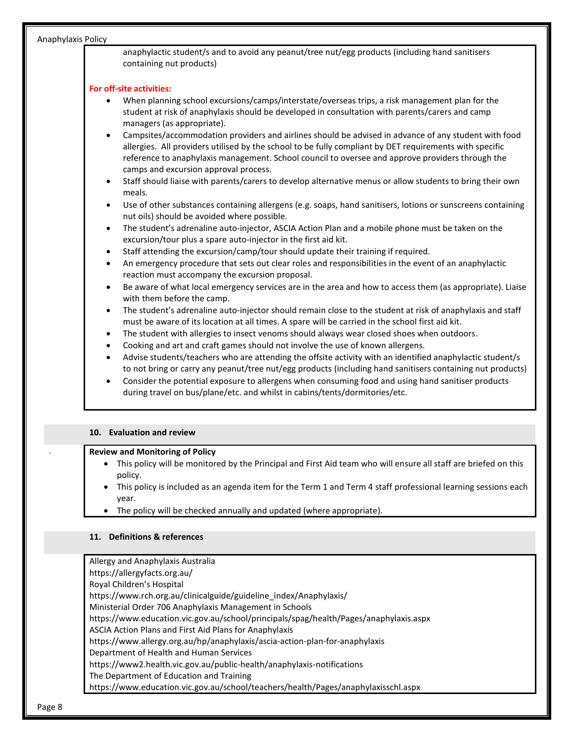anaphylactic student/s and to avoid any peanut/tree nut/egg products (including hand sanitisers containing nut products)

**For off-site activities:**

- When planning school excursions/camps/interstate/overseas trips, a risk management plan for the student at risk of anaphylaxis should be developed in consultation with parents/carers and camp managers (as appropriate).
- Campsites/accommodation providers and airlines should be advised in advance of any student with food allergies. All providers utilised by the school to be fully compliant by DET requirements with specific reference to anaphylaxis management. School council to oversee and approve providers through the camps and excursion approval process.
- Staff should liaise with parents/carers to develop alternative menus or allow students to bring their own meals.
- Use of other substances containing allergens (e.g. soaps, hand sanitisers, lotions or sunscreens containing nut oils) should be avoided where possible.
- The student's adrenaline auto-injector, ASCIA Action Plan and a mobile phone must be taken on the excursion/tour plus a spare auto-injector in the first aid kit.
- Staff attending the excursion/camp/tour should update their training if required.
- An emergency procedure that sets out clear roles and responsibilities in the event of an anaphylactic reaction must accompany the excursion proposal.
- Be aware of what local emergency services are in the area and how to access them (as appropriate). Liaise with them before the camp.
- The student's adrenaline auto-injector should remain close to the student at risk of anaphylaxis and staff must be aware of its location at all times. A spare will be carried in the school first aid kit.
- The student with allergies to insect venoms should always wear closed shoes when outdoors.
- Cooking and art and craft games should not involve the use of known allergens.
- Advise students/teachers who are attending the offsite activity with an identified anaphylactic student/s to not bring or carry any peanut/tree nut/egg products (including hand sanitisers containing nut products)
- Consider the potential exposure to allergens when consuming food and using hand sanitiser products during travel on bus/plane/etc. and whilst in cabins/tents/dormitories/etc.

## 10. Evaluation and review

**Review and Monitoring of Policy**

- This policy will be monitored by the Principal and First Aid team who will ensure all staff are briefed on this policy.
- This policy is included as an agenda item for the Term 1 and Term 4 staff professional learning sessions each year.
- The policy will be checked annually and updated (where appropriate).

## 11. Definitions & references

Allergy and Anaphylaxis Australia
https://allergyfacts.org.au/
Royal Children's Hospital
https://www.rch.org.au/clinicalguide/guideline_index/Anaphylaxis/
Ministerial Order 706 Anaphylaxis Management in Schools
https://www.education.vic.gov.au/school/principals/spag/health/Pages/anaphylaxis.aspx
ASCIA Action Plans and First Aid Plans for Anaphylaxis
https://www.allergy.org.au/hp/anaphylaxis/ascia-action-plan-for-anaphylaxis
Department of Health and Human Services
https://www2.health.vic.gov.au/public-health/anaphylaxis-notifications
The Department of Education and Training
https://www.education.vic.gov.au/school/teachers/health/Pages/anaphylaxisschl.aspx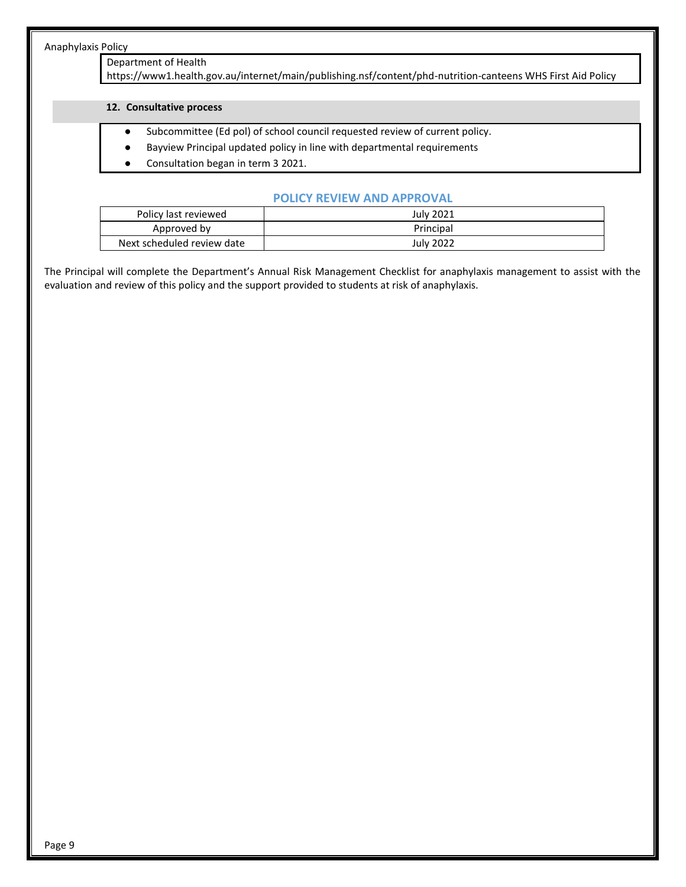Department of Health
https://www1.health.gov.au/internet/main/publishing.nsf/content/phd-nutrition-canteens WHS First Aid Policy

## 12. Consultative process

- Subcommittee (Ed pol) of school council requested review of current policy.
- Bayview Principal updated policy in line with departmental requirements
- Consultation began in term 3 2021.

## POLICY REVIEW AND APPROVAL

| | |
|---|---|
| Policy last reviewed | July 2021 |
| Approved by | Principal |
| Next scheduled review date | July 2022 |

The Principal will complete the Department's Annual Risk Management Checklist for anaphylaxis management to assist with the evaluation and review of this policy and the support provided to students at risk of anaphylaxis.